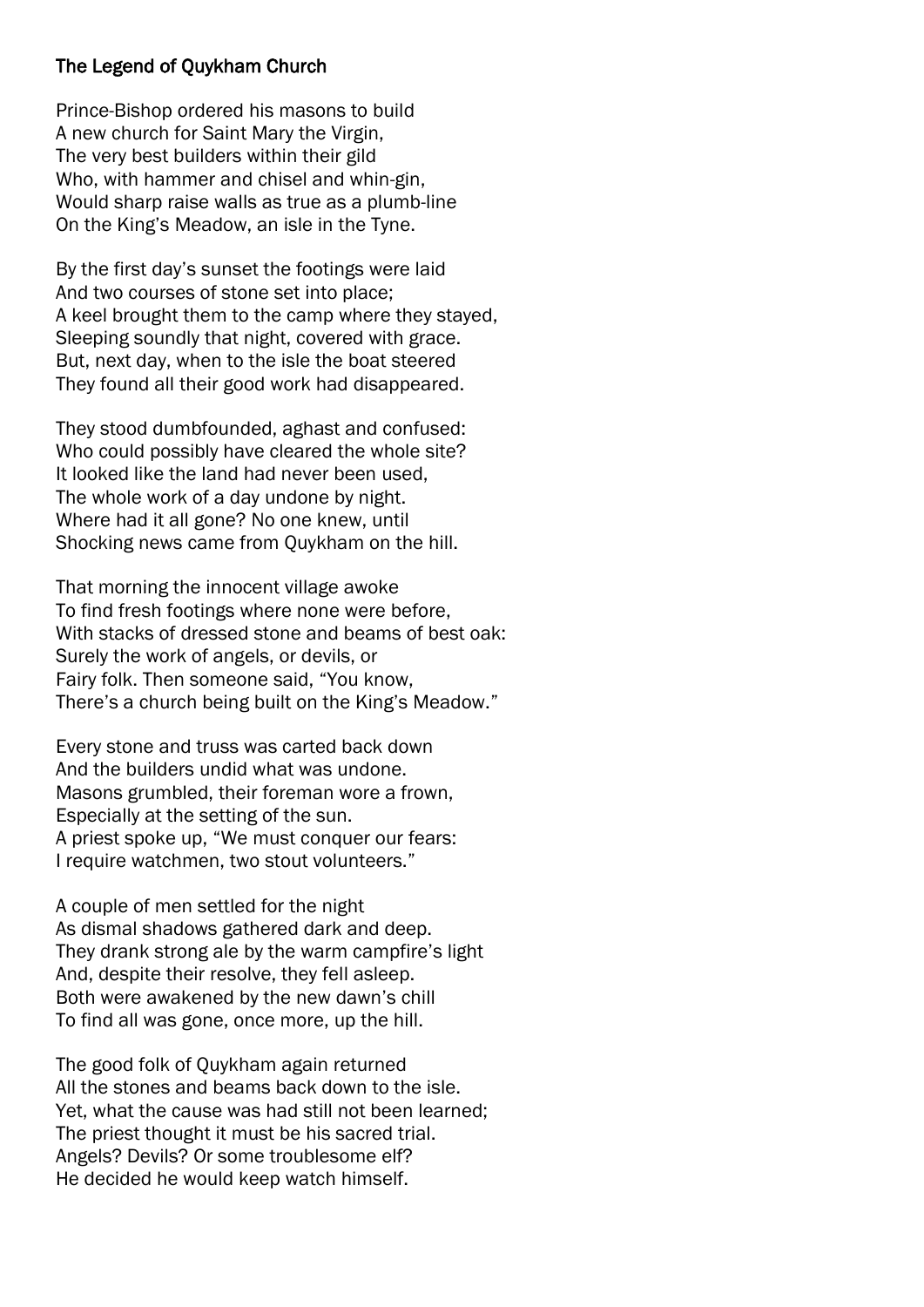# The Legend of Quykham Church

Prince-Bishop ordered his masons to build
A new church for Saint Mary the Virgin,
The very best builders within their gild
Who, with hammer and chisel and whin-gin,
Would sharp raise walls as true as a plumb-line
On the King's Meadow, an isle in the Tyne.

By the first day's sunset the footings were laid
And two courses of stone set into place;
A keel brought them to the camp where they stayed,
Sleeping soundly that night, covered with grace.
But, next day, when to the isle the boat steered
They found all their good work had disappeared.

They stood dumbfounded, aghast and confused:
Who could possibly have cleared the whole site?
It looked like the land had never been used,
The whole work of a day undone by night.
Where had it all gone? No one knew, until
Shocking news came from Quykham on the hill.

That morning the innocent village awoke
To find fresh footings where none were before,
With stacks of dressed stone and beams of best oak:
Surely the work of angels, or devils, or
Fairy folk. Then someone said, "You know,
There's a church being built on the King's Meadow."

Every stone and truss was carted back down
And the builders undid what was undone.
Masons grumbled, their foreman wore a frown,
Especially at the setting of the sun.
A priest spoke up, "We must conquer our fears:
I require watchmen, two stout volunteers."

A couple of men settled for the night
As dismal shadows gathered dark and deep.
They drank strong ale by the warm campfire's light
And, despite their resolve, they fell asleep.
Both were awakened by the new dawn's chill
To find all was gone, once more, up the hill.

The good folk of Quykham again returned
All the stones and beams back down to the isle.
Yet, what the cause was had still not been learned;
The priest thought it must be his sacred trial.
Angels? Devils? Or some troublesome elf?
He decided he would keep watch himself.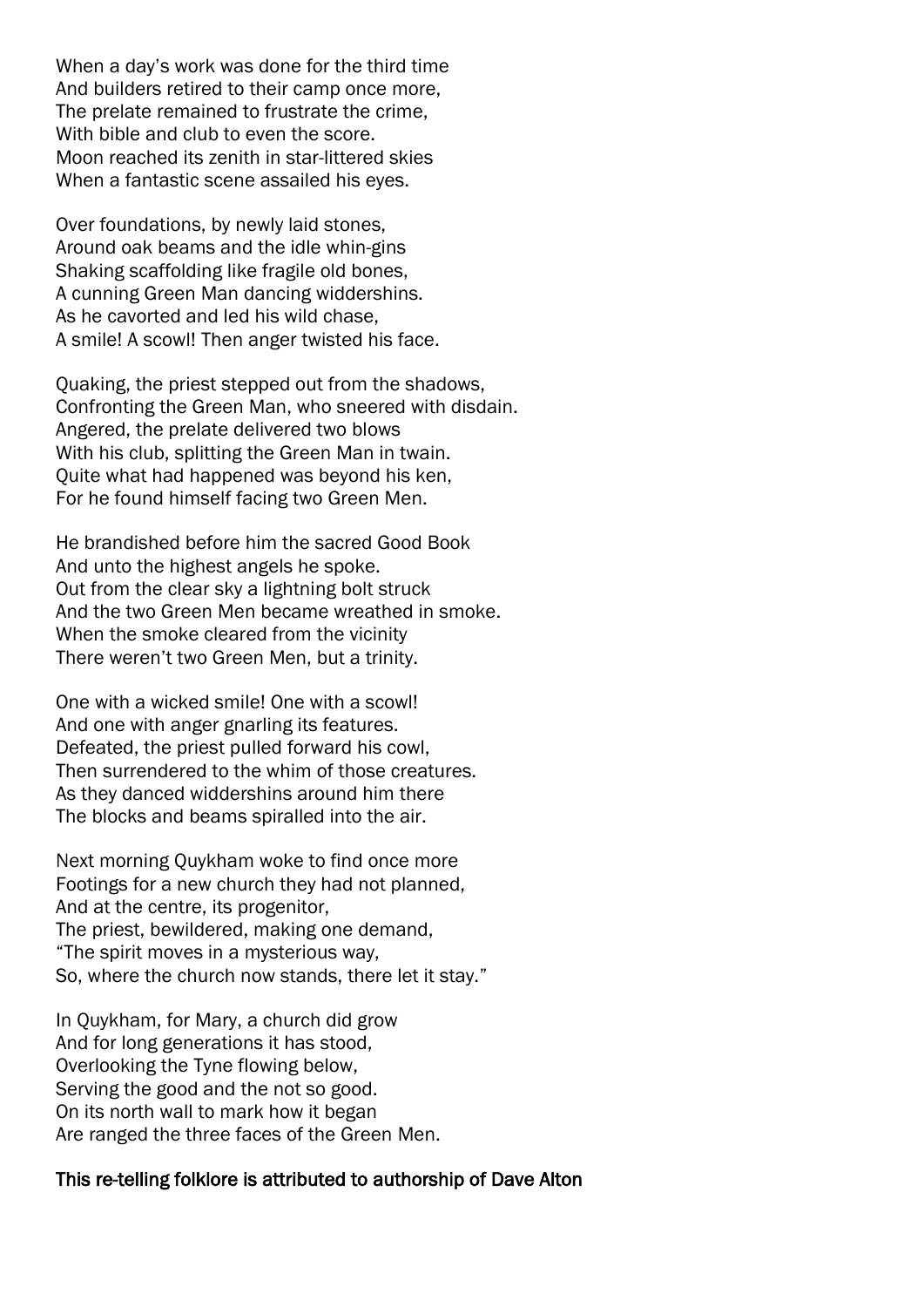When a day's work was done for the third time
And builders retired to their camp once more,
The prelate remained to frustrate the crime,
With bible and club to even the score.
Moon reached its zenith in star-littered skies
When a fantastic scene assailed his eyes.

Over foundations, by newly laid stones,
Around oak beams and the idle whin-gins
Shaking scaffolding like fragile old bones,
A cunning Green Man dancing widdershins.
As he cavorted and led his wild chase,
A smile! A scowl! Then anger twisted his face.

Quaking, the priest stepped out from the shadows,
Confronting the Green Man, who sneered with disdain.
Angered, the prelate delivered two blows
With his club, splitting the Green Man in twain.
Quite what had happened was beyond his ken,
For he found himself facing two Green Men.

He brandished before him the sacred Good Book
And unto the highest angels he spoke.
Out from the clear sky a lightning bolt struck
And the two Green Men became wreathed in smoke.
When the smoke cleared from the vicinity
There weren't two Green Men, but a trinity.

One with a wicked smile! One with a scowl!
And one with anger gnarling its features.
Defeated, the priest pulled forward his cowl,
Then surrendered to the whim of those creatures.
As they danced widdershins around him there
The blocks and beams spiralled into the air.

Next morning Quykham woke to find once more
Footings for a new church they had not planned,
And at the centre, its progenitor,
The priest, bewildered, making one demand,
"The spirit moves in a mysterious way,
So, where the church now stands, there let it stay."

In Quykham, for Mary, a church did grow
And for long generations it has stood,
Overlooking the Tyne flowing below,
Serving the good and the not so good.
On its north wall to mark how it began
Are ranged the three faces of the Green Men.

**This re-telling folklore is attributed to authorship of Dave Alton**